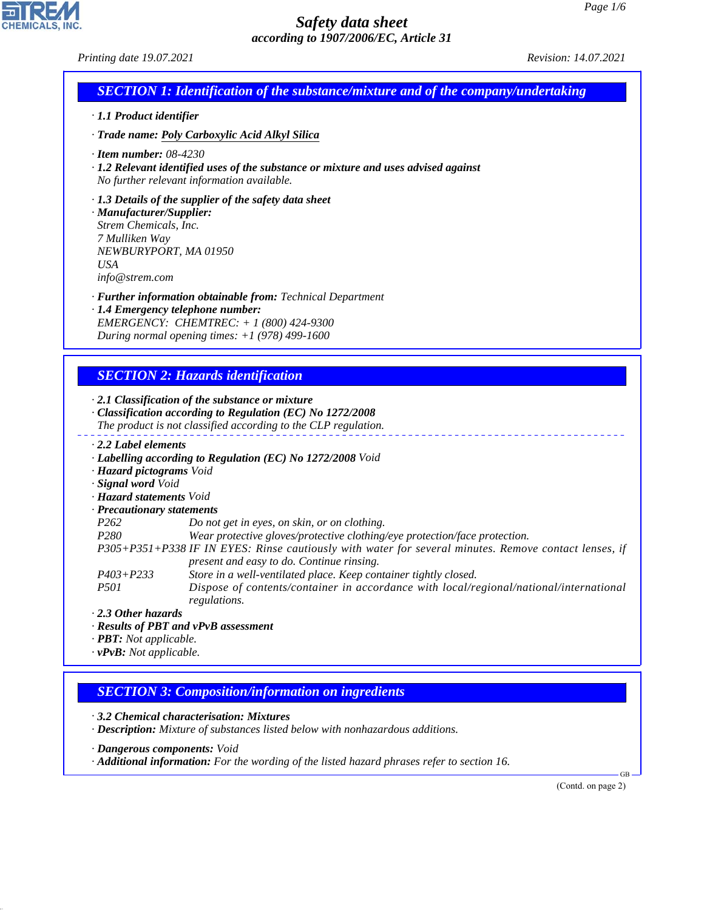# Safety data sheet

*according to 1907/2006/EC, Article 31*

*Printing date 19.07.2021* *Revision: 14.07.2021*

## SECTION 1: Identification of the substance/mixture and of the company/undertaking

· **1.1 Product identifier**

· **Trade name:** Poly Carboxylic Acid Alkyl Silica

· **Item number:** 08-4230

· **1.2 Relevant identified uses of the substance or mixture and uses advised against**
No further relevant information available.

· **1.3 Details of the supplier of the safety data sheet**

· **Manufacturer/Supplier:**
Strem Chemicals, Inc.
7 Mulliken Way
NEWBURYPORT, MA 01950
USA
info@strem.com

· **Further information obtainable from:** Technical Department

· **1.4 Emergency telephone number:**
EMERGENCY: CHEMTREC: + 1 (800) 424-9300
During normal opening times: +1 (978) 499-1600

## SECTION 2: Hazards identification

· **2.1 Classification of the substance or mixture**

· **Classification according to Regulation (EC) No 1272/2008**
The product is not classified according to the CLP regulation.

· **2.2 Label elements**

· **Labelling according to Regulation (EC) No 1272/2008** Void

· **Hazard pictograms** Void

· **Signal word** Void

· **Hazard statements** Void

· **Precautionary statements**

| | |
|---|---|
| P262 | Do not get in eyes, on skin, or on clothing. |
| P280 | Wear protective gloves/protective clothing/eye protection/face protection. |
| P305+P351+P338 | IF IN EYES: Rinse cautiously with water for several minutes. Remove contact lenses, if present and easy to do. Continue rinsing. |
| P403+P233 | Store in a well-ventilated place. Keep container tightly closed. |
| P501 | Dispose of contents/container in accordance with local/regional/national/international regulations. |

· **2.3 Other hazards**

· **Results of PBT and vPvB assessment**

· **PBT:** Not applicable.

· **vPvB:** Not applicable.

## SECTION 3: Composition/information on ingredients

· **3.2 Chemical characterisation: Mixtures**

· **Description:** Mixture of substances listed below with nonhazardous additions.

· **Dangerous components:** Void

· **Additional information:** For the wording of the listed hazard phrases refer to section 16.

(Contd. on page 2)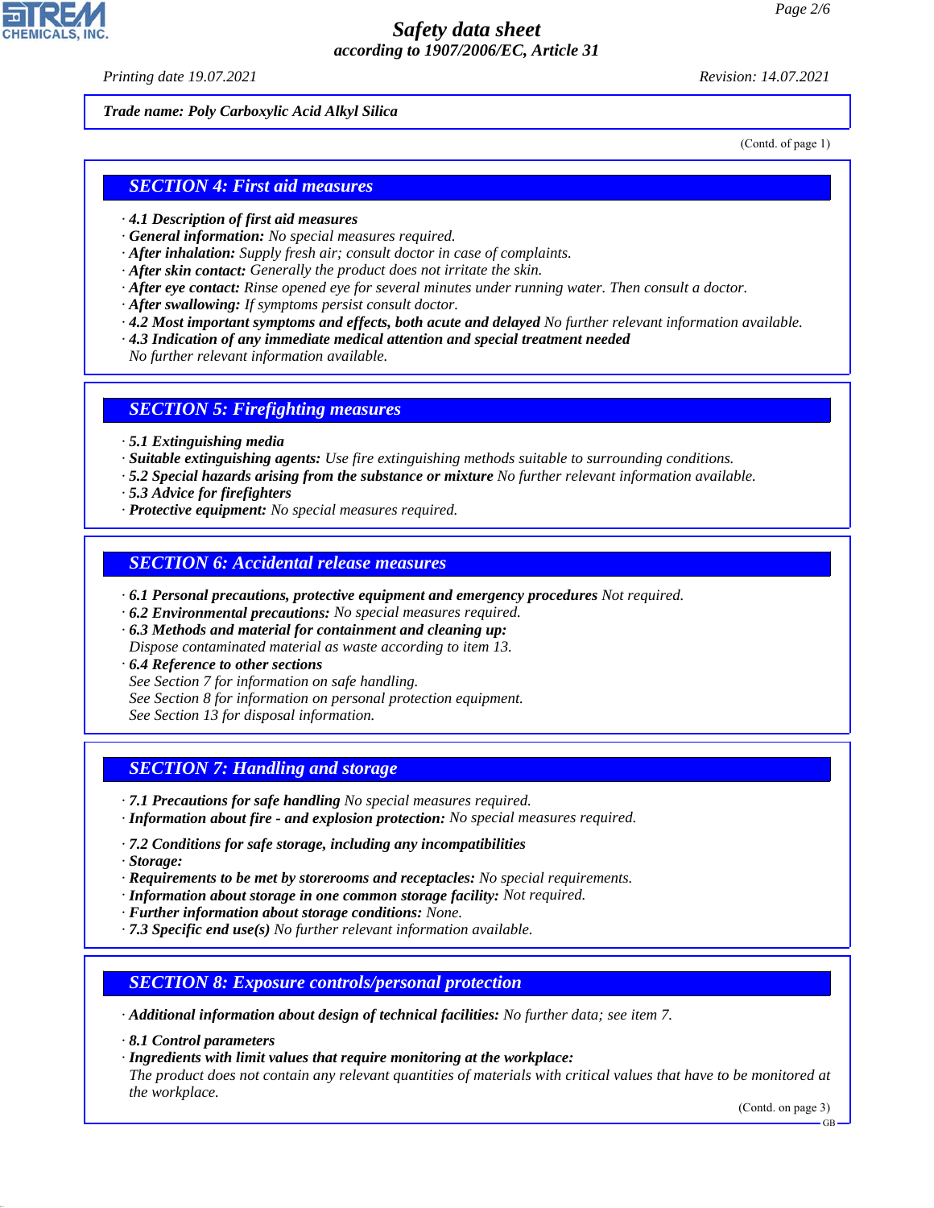*Trade name: Poly Carboxylic Acid Alkyl Silica*

(Contd. of page 1)

## SECTION 4: First aid measures

· **4.1 Description of first aid measures**
· **General information:** No special measures required.
· **After inhalation:** Supply fresh air; consult doctor in case of complaints.
· **After skin contact:** Generally the product does not irritate the skin.
· **After eye contact:** Rinse opened eye for several minutes under running water. Then consult a doctor.
· **After swallowing:** If symptoms persist consult doctor.
· **4.2 Most important symptoms and effects, both acute and delayed** No further relevant information available.
· **4.3 Indication of any immediate medical attention and special treatment needed**
No further relevant information available.

## SECTION 5: Firefighting measures

· **5.1 Extinguishing media**
· **Suitable extinguishing agents:** Use fire extinguishing methods suitable to surrounding conditions.
· **5.2 Special hazards arising from the substance or mixture** No further relevant information available.
· **5.3 Advice for firefighters**
· **Protective equipment:** No special measures required.

## SECTION 6: Accidental release measures

· **6.1 Personal precautions, protective equipment and emergency procedures** Not required.
· **6.2 Environmental precautions:** No special measures required.
· **6.3 Methods and material for containment and cleaning up:**
Dispose contaminated material as waste according to item 13.
· **6.4 Reference to other sections**
See Section 7 for information on safe handling.
See Section 8 for information on personal protection equipment.
See Section 13 for disposal information.

## SECTION 7: Handling and storage

· **7.1 Precautions for safe handling** No special measures required.
· **Information about fire - and explosion protection:** No special measures required.

· **7.2 Conditions for safe storage, including any incompatibilities**
· **Storage:**
· **Requirements to be met by storerooms and receptacles:** No special requirements.
· **Information about storage in one common storage facility:** Not required.
· **Further information about storage conditions:** None.
· **7.3 Specific end use(s)** No further relevant information available.

## SECTION 8: Exposure controls/personal protection

· **Additional information about design of technical facilities:** No further data; see item 7.

· **8.1 Control parameters**
· **Ingredients with limit values that require monitoring at the workplace:**
The product does not contain any relevant quantities of materials with critical values that have to be monitored at the workplace.

(Contd. on page 3)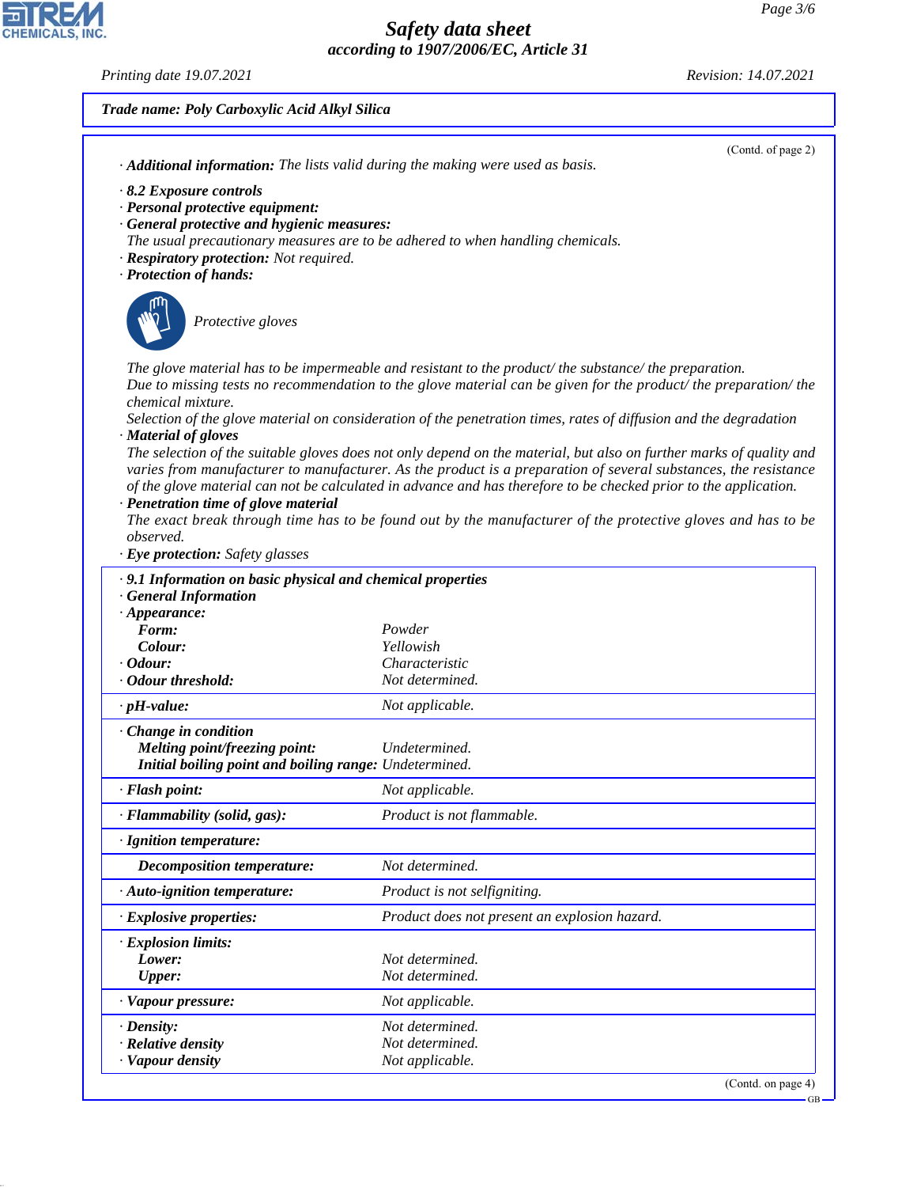**Trade name: Poly Carboxylic Acid Alkyl Silica**

(Contd. of page 2)

· **Additional information:** The lists valid during the making were used as basis.

· **8.2 Exposure controls**
· **Personal protective equipment:**
· **General protective and hygienic measures:**
The usual precautionary measures are to be adhered to when handling chemicals.
· **Respiratory protection:** Not required.
· **Protection of hands:**

Protective gloves

The glove material has to be impermeable and resistant to the product/ the substance/ the preparation.
Due to missing tests no recommendation to the glove material can be given for the product/ the preparation/ the chemical mixture.
Selection of the glove material on consideration of the penetration times, rates of diffusion and the degradation
· **Material of gloves**
The selection of the suitable gloves does not only depend on the material, but also on further marks of quality and varies from manufacturer to manufacturer. As the product is a preparation of several substances, the resistance of the glove material can not be calculated in advance and has therefore to be checked prior to the application.
· **Penetration time of glove material**
The exact break through time has to be found out by the manufacturer of the protective gloves and has to be observed.
· **Eye protection:** Safety glasses

· **9.1 Information on basic physical and chemical properties**
· **General Information**
· **Appearance:**

| | |
|---|---|
| **Form:** | Powder |
| **Colour:** | Yellowish |
| · **Odour:** | Characteristic |
| · **Odour threshold:** | Not determined. |
| · **pH-value:** | Not applicable. |
| · **Change in condition** | |
| **Melting point/freezing point:** | Undetermined. |
| **Initial boiling point and boiling range:** | Undetermined. |
| · **Flash point:** | Not applicable. |
| · **Flammability (solid, gas):** | Product is not flammable. |
| · **Ignition temperature:** | |
| **Decomposition temperature:** | Not determined. |
| · **Auto-ignition temperature:** | Product is not selfigniting. |
| · **Explosive properties:** | Product does not present an explosion hazard. |
| · **Explosion limits:** | |
| **Lower:** | Not determined. |
| **Upper:** | Not determined. |
| · **Vapour pressure:** | Not applicable. |
| · **Density:** | Not determined. |
| · **Relative density** | Not determined. |
| · **Vapour density** | Not applicable. |

(Contd. on page 4)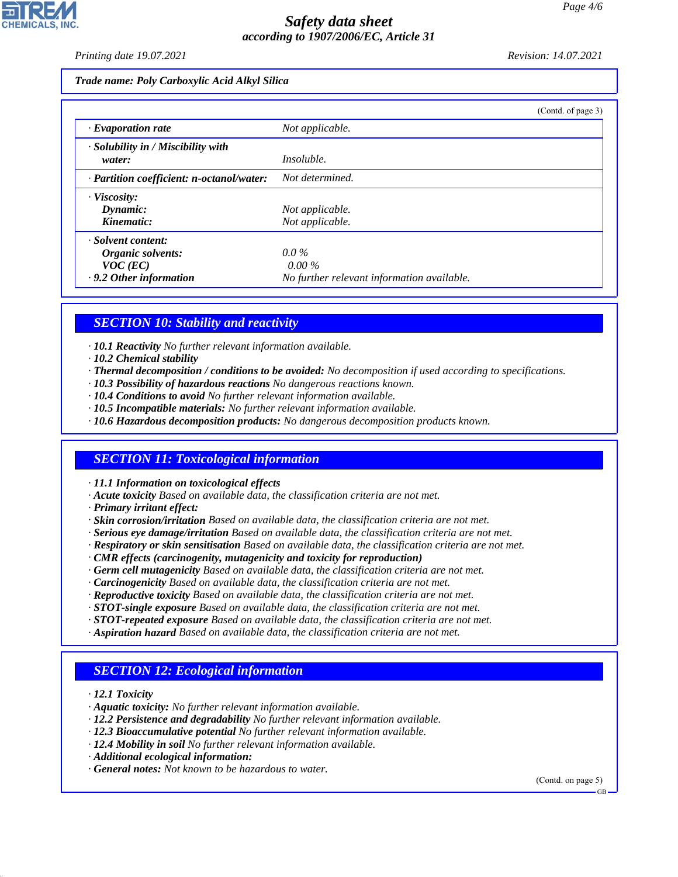Trade name: Poly Carboxylic Acid Alkyl Silica

(Contd. of page 3)

| | |
|---|---|
| · **Evaporation rate** | Not applicable. |
| · **Solubility in / Miscibility with water:** | Insoluble. |
| · **Partition coefficient: n-octanol/water:** | Not determined. |
| · **Viscosity:** | |
| **Dynamic:** | Not applicable. |
| **Kinematic:** | Not applicable. |
| · **Solvent content:** | |
| **Organic solvents:** | 0.0 % |
| **VOC (EC)** | 0.00 % |
| · **9.2 Other information** | No further relevant information available. |

## SECTION 10: Stability and reactivity

· **10.1 Reactivity** No further relevant information available.
· **10.2 Chemical stability**
· **Thermal decomposition / conditions to be avoided:** No decomposition if used according to specifications.
· **10.3 Possibility of hazardous reactions** No dangerous reactions known.
· **10.4 Conditions to avoid** No further relevant information available.
· **10.5 Incompatible materials:** No further relevant information available.
· **10.6 Hazardous decomposition products:** No dangerous decomposition products known.

## SECTION 11: Toxicological information

· **11.1 Information on toxicological effects**
· **Acute toxicity** Based on available data, the classification criteria are not met.
· **Primary irritant effect:**
· **Skin corrosion/irritation** Based on available data, the classification criteria are not met.
· **Serious eye damage/irritation** Based on available data, the classification criteria are not met.
· **Respiratory or skin sensitisation** Based on available data, the classification criteria are not met.
· **CMR effects (carcinogenity, mutagenicity and toxicity for reproduction)**
· **Germ cell mutagenicity** Based on available data, the classification criteria are not met.
· **Carcinogenicity** Based on available data, the classification criteria are not met.
· **Reproductive toxicity** Based on available data, the classification criteria are not met.
· **STOT-single exposure** Based on available data, the classification criteria are not met.
· **STOT-repeated exposure** Based on available data, the classification criteria are not met.
· **Aspiration hazard** Based on available data, the classification criteria are not met.

## SECTION 12: Ecological information

· **12.1 Toxicity**
· **Aquatic toxicity:** No further relevant information available.
· **12.2 Persistence and degradability** No further relevant information available.
· **12.3 Bioaccumulative potential** No further relevant information available.
· **12.4 Mobility in soil** No further relevant information available.
· **Additional ecological information:**
· **General notes:** Not known to be hazardous to water.

(Contd. on page 5)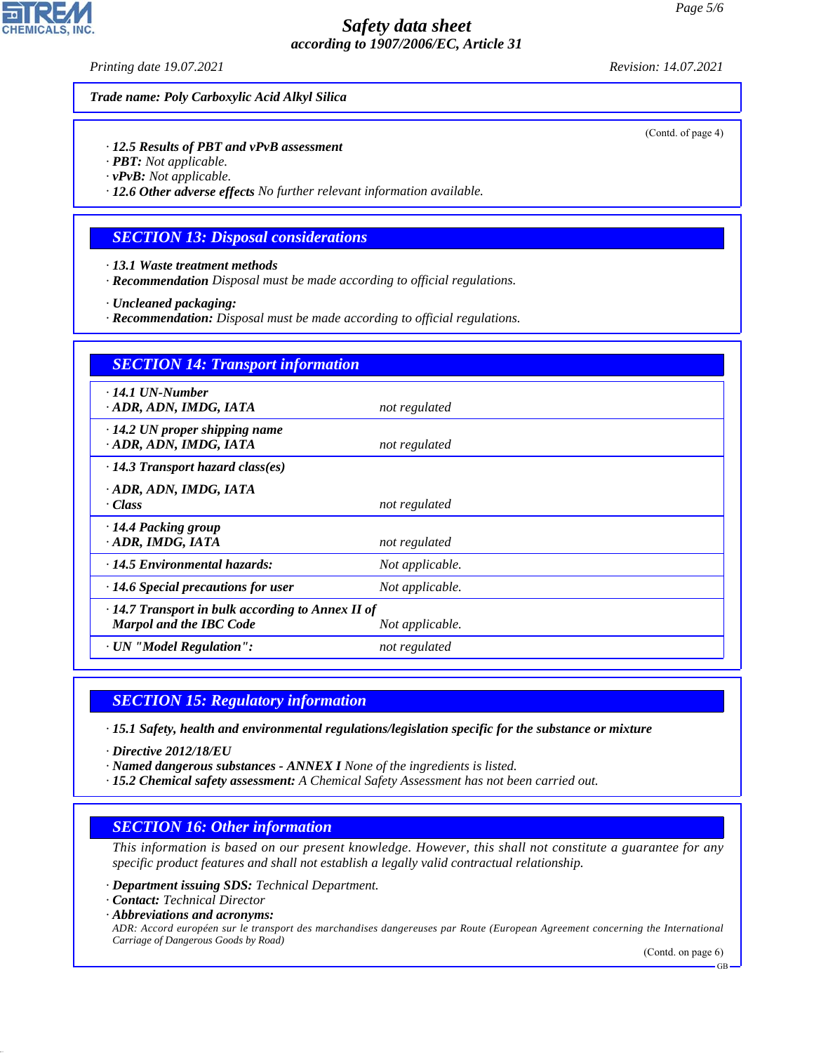Trade name: Poly Carboxylic Acid Alkyl Silica

(Contd. of page 4)

· **12.5 Results of PBT and vPvB assessment**
· **PBT:** Not applicable.
· **vPvB:** Not applicable.
· **12.6 Other adverse effects** No further relevant information available.

## SECTION 13: Disposal considerations

· **13.1 Waste treatment methods**
· **Recommendation** Disposal must be made according to official regulations.

· **Uncleaned packaging:**
· **Recommendation:** Disposal must be made according to official regulations.

## SECTION 14: Transport information

| | |
|---|---|
| · **14.1 UN-Number** · **ADR, ADN, IMDG, IATA** | not regulated |
| · **14.2 UN proper shipping name** · **ADR, ADN, IMDG, IATA** | not regulated |
| · **14.3 Transport hazard class(es)** · **ADR, ADN, IMDG, IATA** · **Class** | not regulated |
| · **14.4 Packing group** · **ADR, IMDG, IATA** | not regulated |
| · **14.5 Environmental hazards:** | Not applicable. |
| · **14.6 Special precautions for user** | Not applicable. |
| · **14.7 Transport in bulk according to Annex II of Marpol and the IBC Code** | Not applicable. |
| · **UN "Model Regulation":** | not regulated |

## SECTION 15: Regulatory information

· **15.1 Safety, health and environmental regulations/legislation specific for the substance or mixture**

· **Directive 2012/18/EU**
· **Named dangerous substances - ANNEX I** None of the ingredients is listed.
· **15.2 Chemical safety assessment:** A Chemical Safety Assessment has not been carried out.

## SECTION 16: Other information

This information is based on our present knowledge. However, this shall not constitute a guarantee for any specific product features and shall not establish a legally valid contractual relationship.

· **Department issuing SDS:** Technical Department.
· **Contact:** Technical Director
· **Abbreviations and acronyms:**
ADR: Accord européen sur le transport des marchandises dangereuses par Route (European Agreement concerning the International Carriage of Dangerous Goods by Road)

(Contd. on page 6)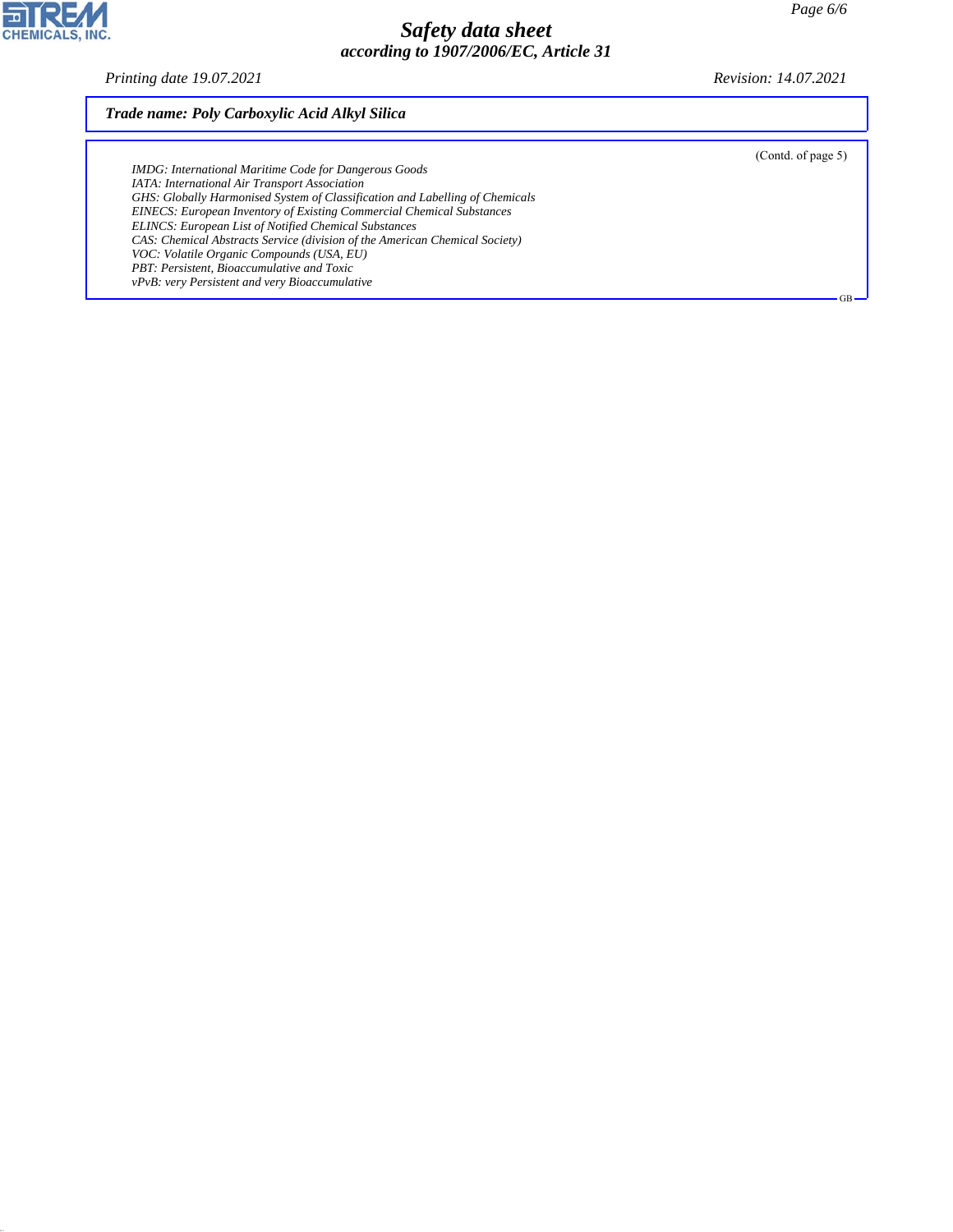(Contd. of page 5)

*IMDG: International Maritime Code for Dangerous Goods*
*IATA: International Air Transport Association*
*GHS: Globally Harmonised System of Classification and Labelling of Chemicals*
*EINECS: European Inventory of Existing Commercial Chemical Substances*
*ELINCS: European List of Notified Chemical Substances*
*CAS: Chemical Abstracts Service (division of the American Chemical Society)*
*VOC: Volatile Organic Compounds (USA, EU)*
*PBT: Persistent, Bioaccumulative and Toxic*
*vPvB: very Persistent and very Bioaccumulative*

GB